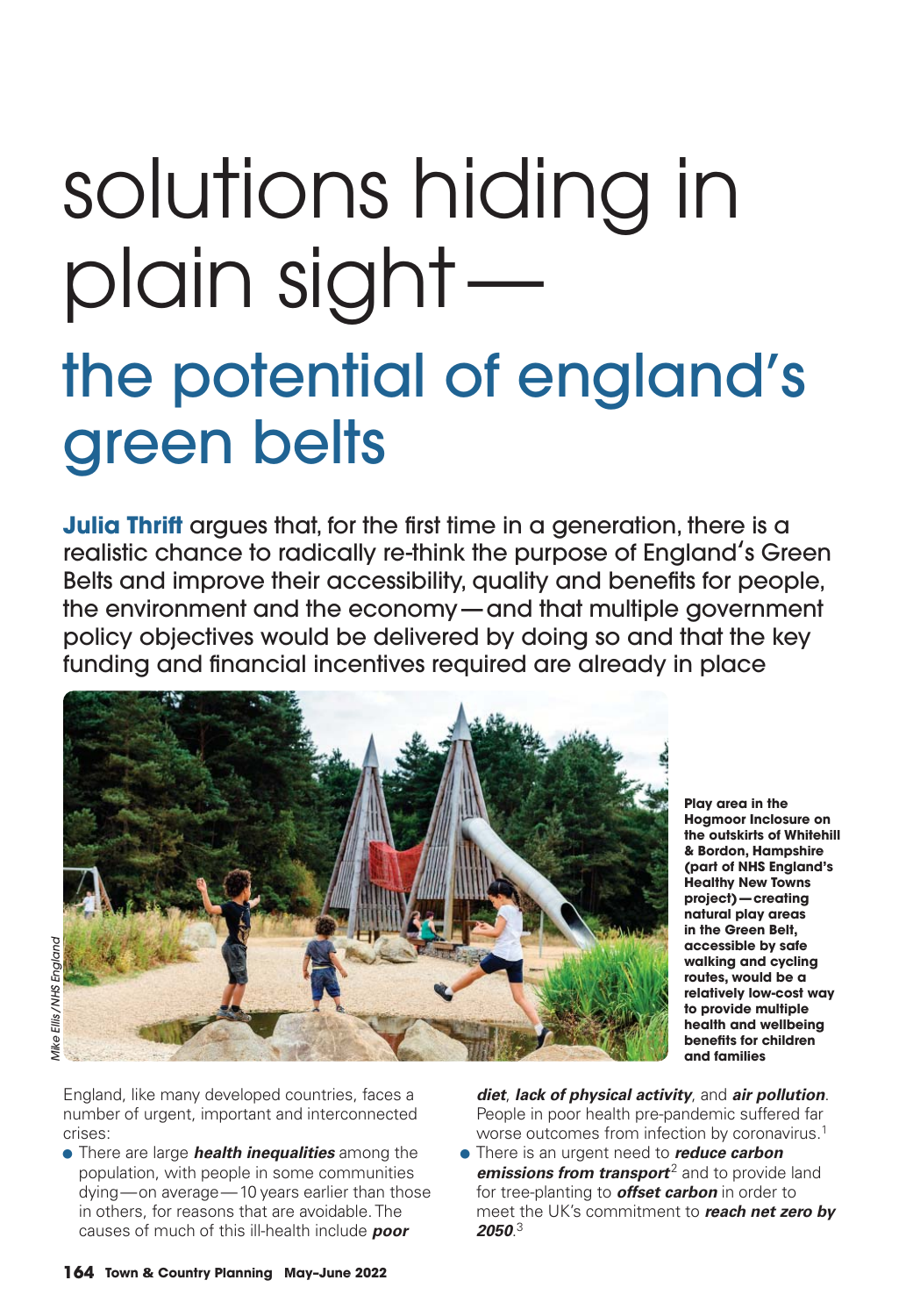# solutions hiding in plain sight — the potential of england's green belts

**Julia Thrift** argues that, for the first time in a generation, there is a realistic chance to radically re-think the purpose of England's Green Belts and improve their accessibility, quality and benefits for people, the environment and the economy — and that multiple government policy objectives would be delivered by doing so and that the key funding and financial incentives required are already in place

*Mike Ellis/NHS England*

**Play area in the Hogmoor Inclosure on the outskirts of Whitehill & Bordon, Hampshire (part of NHS England's Healthy New Towns project) — creating natural play areas in the Green Belt, accessible by safe walking and cycling routes, would be a relatively low-cost way to provide multiple health and wellbeing benefits for children and families**

England, like many developed countries, faces a number of urgent, important and interconnected crises:

- There are large ***health inequalities*** among the population, with people in some communities dying — on average — 10 years earlier than those in others, for reasons that are avoidable. The causes of much of this ill-health include ***poor diet***, ***lack of physical activity***, and ***air pollution***. People in poor health pre-pandemic suffered far worse outcomes from infection by coronavirus.[1]
- There is an urgent need to ***reduce carbon emissions from transport***[2] and to provide land for tree-planting to ***offset carbon*** in order to meet the UK's commitment to ***reach net zero by 2050***.[3]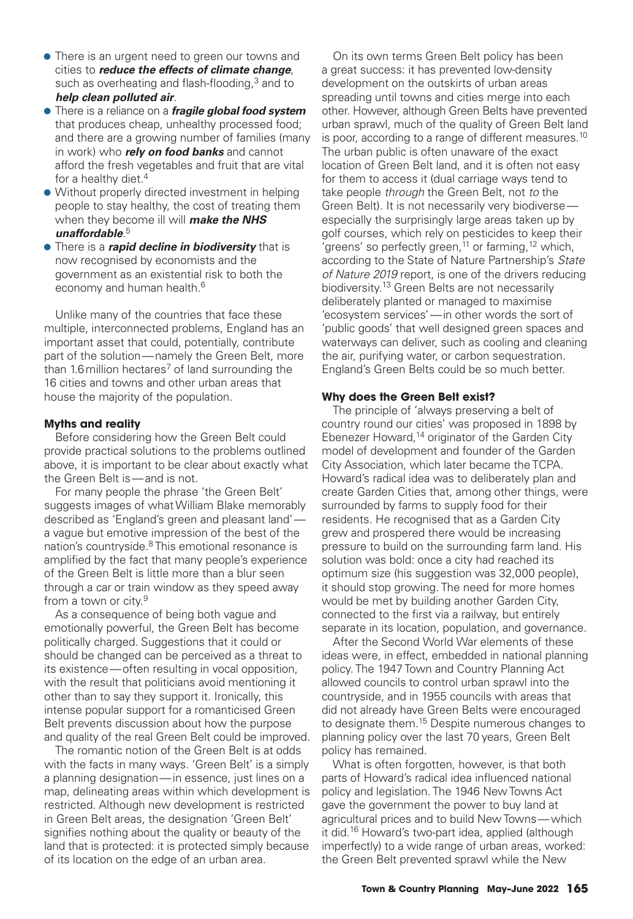- There is an urgent need to green our towns and cities to ***reduce the effects of climate change***, such as overheating and flash-flooding,[3] and to ***help clean polluted air***.
- There is a reliance on a ***fragile global food system*** that produces cheap, unhealthy processed food; and there are a growing number of families (many in work) who ***rely on food banks*** and cannot afford the fresh vegetables and fruit that are vital for a healthy diet.[4]
- Without properly directed investment in helping people to stay healthy, the cost of treating them when they become ill will ***make the NHS unaffordable***.[5]
- There is a ***rapid decline in biodiversity*** that is now recognised by economists and the government as an existential risk to both the economy and human health.[6]

Unlike many of the countries that face these multiple, interconnected problems, England has an important asset that could, potentially, contribute part of the solution—namely the Green Belt, more than 1.6 million hectares[7] of land surrounding the 16 cities and towns and other urban areas that house the majority of the population.

**Myths and reality**

Before considering how the Green Belt could provide practical solutions to the problems outlined above, it is important to be clear about exactly what the Green Belt is—and is not.

For many people the phrase 'the Green Belt' suggests images of what William Blake memorably described as 'England's green and pleasant land'—a vague but emotive impression of the best of the nation's countryside.[8] This emotional resonance is amplified by the fact that many people's experience of the Green Belt is little more than a blur seen through a car or train window as they speed away from a town or city.[9]

As a consequence of being both vague and emotionally powerful, the Green Belt has become politically charged. Suggestions that it could or should be changed can be perceived as a threat to its existence—often resulting in vocal opposition, with the result that politicians avoid mentioning it other than to say they support it. Ironically, this intense popular support for a romanticised Green Belt prevents discussion about how the purpose and quality of the real Green Belt could be improved.

The romantic notion of the Green Belt is at odds with the facts in many ways. 'Green Belt' is a simply a planning designation—in essence, just lines on a map, delineating areas within which development is restricted. Although new development is restricted in Green Belt areas, the designation 'Green Belt' signifies nothing about the quality or beauty of the land that is protected: it is protected simply because of its location on the edge of an urban area.

On its own terms Green Belt policy has been a great success: it has prevented low-density development on the outskirts of urban areas spreading until towns and cities merge into each other. However, although Green Belts have prevented urban sprawl, much of the quality of Green Belt land is poor, according to a range of different measures.[10] The urban public is often unaware of the exact location of Green Belt land, and it is often not easy for them to access it (dual carriage ways tend to take people *through* the Green Belt, not *to* the Green Belt). It is not necessarily very biodiverse—especially the surprisingly large areas taken up by golf courses, which rely on pesticides to keep their 'greens' so perfectly green,[11] or farming,[12] which, according to the State of Nature Partnership's *State of Nature 2019* report, is one of the drivers reducing biodiversity.[13] Green Belts are not necessarily deliberately planted or managed to maximise 'ecosystem services'—in other words the sort of 'public goods' that well designed green spaces and waterways can deliver, such as cooling and cleaning the air, purifying water, or carbon sequestration. England's Green Belts could be so much better.

**Why does the Green Belt exist?**

The principle of 'always preserving a belt of country round our cities' was proposed in 1898 by Ebenezer Howard,[14] originator of the Garden City model of development and founder of the Garden City Association, which later became the TCPA. Howard's radical idea was to deliberately plan and create Garden Cities that, among other things, were surrounded by farms to supply food for their residents. He recognised that as a Garden City grew and prospered there would be increasing pressure to build on the surrounding farm land. His solution was bold: once a city had reached its optimum size (his suggestion was 32,000 people), it should stop growing. The need for more homes would be met by building another Garden City, connected to the first via a railway, but entirely separate in its location, population, and governance.

After the Second World War elements of these ideas were, in effect, embedded in national planning policy. The 1947 Town and Country Planning Act allowed councils to control urban sprawl into the countryside, and in 1955 councils with areas that did not already have Green Belts were encouraged to designate them.[15] Despite numerous changes to planning policy over the last 70 years, Green Belt policy has remained.

What is often forgotten, however, is that both parts of Howard's radical idea influenced national policy and legislation. The 1946 New Towns Act gave the government the power to buy land at agricultural prices and to build New Towns—which it did.[16] Howard's two-part idea, applied (although imperfectly) to a wide range of urban areas, worked: the Green Belt prevented sprawl while the New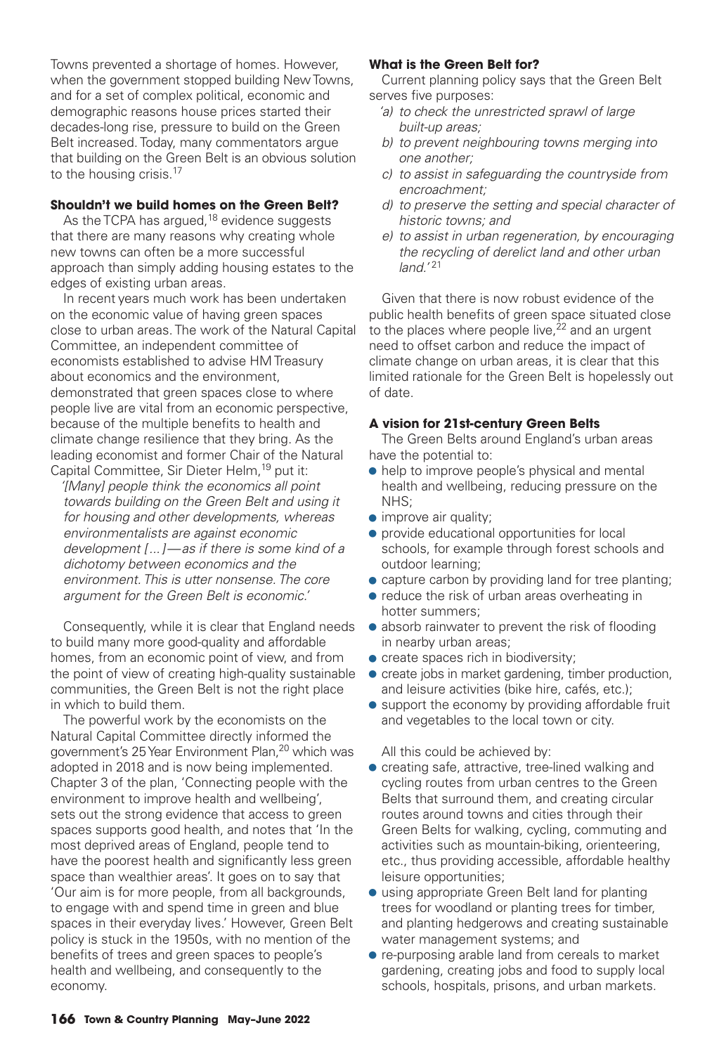Towns prevented a shortage of homes. However, when the government stopped building New Towns, and for a set of complex political, economic and demographic reasons house prices started their decades-long rise, pressure to build on the Green Belt increased. Today, many commentators argue that building on the Green Belt is an obvious solution to the housing crisis.[17]

### Shouldn't we build homes on the Green Belt?

As the TCPA has argued,[18] evidence suggests that there are many reasons why creating whole new towns can often be a more successful approach than simply adding housing estates to the edges of existing urban areas.

In recent years much work has been undertaken on the economic value of having green spaces close to urban areas. The work of the Natural Capital Committee, an independent committee of economists established to advise HM Treasury about economics and the environment, demonstrated that green spaces close to where people live are vital from an economic perspective, because of the multiple benefits to health and climate change resilience that they bring. As the leading economist and former Chair of the Natural Capital Committee, Sir Dieter Helm,[19] put it:

> *'[Many] people think the economics all point towards building on the Green Belt and using it for housing and other developments, whereas environmentalists are against economic development [...]—as if there is some kind of a dichotomy between economics and the environment. This is utter nonsense. The core argument for the Green Belt is economic.'*

Consequently, while it is clear that England needs to build many more good-quality and affordable homes, from an economic point of view, and from the point of view of creating high-quality sustainable communities, the Green Belt is not the right place in which to build them.

The powerful work by the economists on the Natural Capital Committee directly informed the government's 25 Year Environment Plan,[20] which was adopted in 2018 and is now being implemented. Chapter 3 of the plan, 'Connecting people with the environment to improve health and wellbeing', sets out the strong evidence that access to green spaces supports good health, and notes that 'In the most deprived areas of England, people tend to have the poorest health and significantly less green space than wealthier areas'. It goes on to say that 'Our aim is for more people, from all backgrounds, to engage with and spend time in green and blue spaces in their everyday lives.' However, Green Belt policy is stuck in the 1950s, with no mention of the benefits of trees and green spaces to people's health and wellbeing, and consequently to the economy.

### What is the Green Belt for?

Current planning policy says that the Green Belt serves five purposes:

> *'a) to check the unrestricted sprawl of large built-up areas;*
> *b) to prevent neighbouring towns merging into one another;*
> *c) to assist in safeguarding the countryside from encroachment;*
> *d) to preserve the setting and special character of historic towns; and*
> *e) to assist in urban regeneration, by encouraging the recycling of derelict land and other urban land.'*[21]

Given that there is now robust evidence of the public health benefits of green space situated close to the places where people live,[22] and an urgent need to offset carbon and reduce the impact of climate change on urban areas, it is clear that this limited rationale for the Green Belt is hopelessly out of date.

### A vision for 21st-century Green Belts

The Green Belts around England's urban areas have the potential to:

- help to improve people's physical and mental health and wellbeing, reducing pressure on the NHS;
- improve air quality;
- provide educational opportunities for local schools, for example through forest schools and outdoor learning;
- capture carbon by providing land for tree planting;
- reduce the risk of urban areas overheating in hotter summers;
- absorb rainwater to prevent the risk of flooding in nearby urban areas;
- create spaces rich in biodiversity;
- create jobs in market gardening, timber production, and leisure activities (bike hire, cafés, etc.);
- support the economy by providing affordable fruit and vegetables to the local town or city.

All this could be achieved by:

- creating safe, attractive, tree-lined walking and cycling routes from urban centres to the Green Belts that surround them, and creating circular routes around towns and cities through their Green Belts for walking, cycling, commuting and activities such as mountain-biking, orienteering, etc., thus providing accessible, affordable healthy leisure opportunities;
- using appropriate Green Belt land for planting trees for woodland or planting trees for timber, and planting hedgerows and creating sustainable water management systems; and
- re-purposing arable land from cereals to market gardening, creating jobs and food to supply local schools, hospitals, prisons, and urban markets.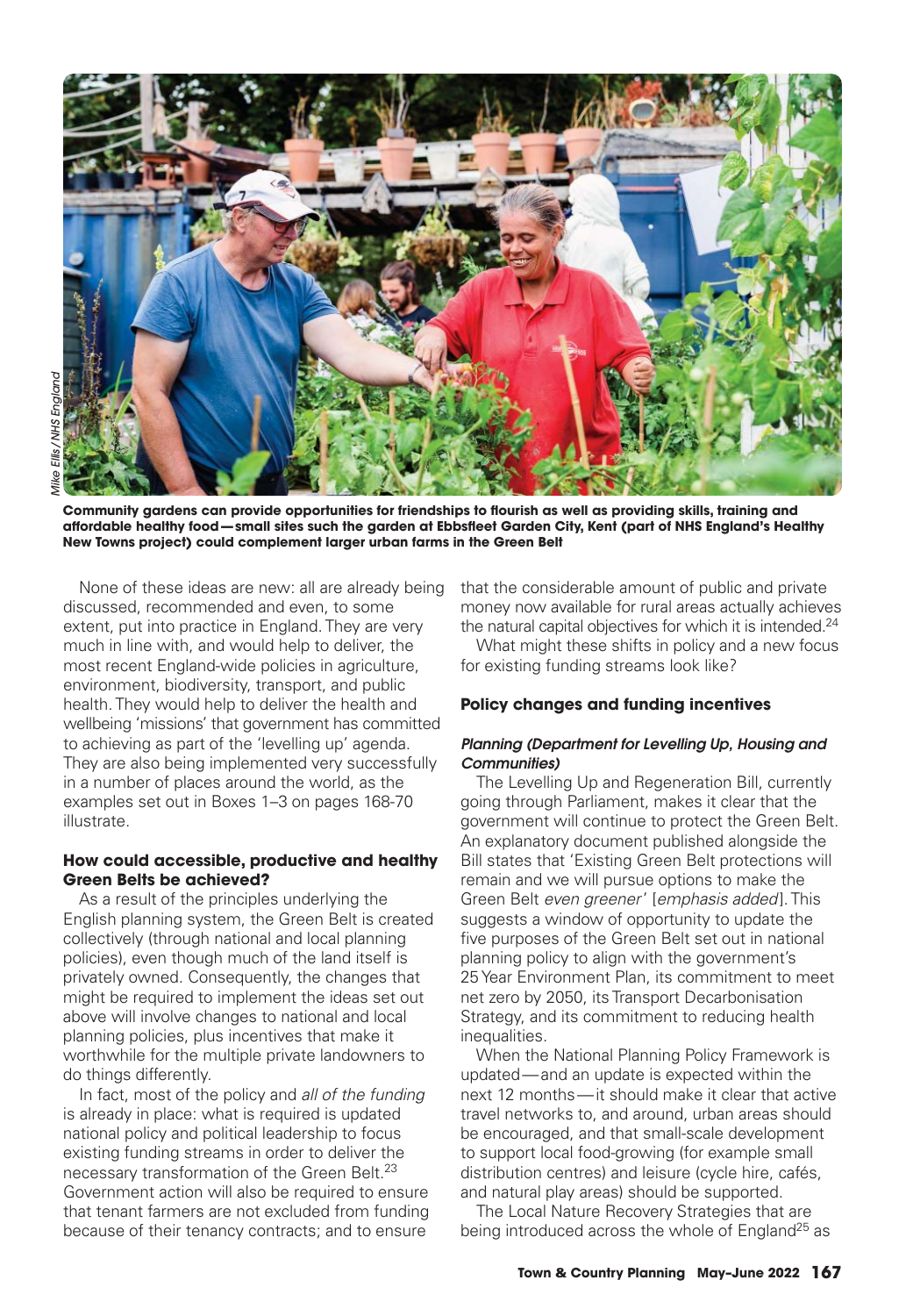Mike Ellis/NHS England

**Community gardens can provide opportunities for friendships to flourish as well as providing skills, training and affordable healthy food—small sites such the garden at Ebbsfleet Garden City, Kent (part of NHS England's Healthy New Towns project) could complement larger urban farms in the Green Belt**

None of these ideas are new: all are already being discussed, recommended and even, to some extent, put into practice in England. They are very much in line with, and would help to deliver, the most recent England-wide policies in agriculture, environment, biodiversity, transport, and public health. They would help to deliver the health and wellbeing 'missions' that government has committed to achieving as part of the 'levelling up' agenda. They are also being implemented very successfully in a number of places around the world, as the examples set out in Boxes 1–3 on pages 168-70 illustrate.

### How could accessible, productive and healthy Green Belts be achieved?

As a result of the principles underlying the English planning system, the Green Belt is created collectively (through national and local planning policies), even though much of the land itself is privately owned. Consequently, the changes that might be required to implement the ideas set out above will involve changes to national and local planning policies, plus incentives that make it worthwhile for the multiple private landowners to do things differently.

In fact, most of the policy and *all of the funding* is already in place: what is required is updated national policy and political leadership to focus existing funding streams in order to deliver the necessary transformation of the Green Belt.[23] Government action will also be required to ensure that tenant farmers are not excluded from funding because of their tenancy contracts; and to ensure that the considerable amount of public and private money now available for rural areas actually achieves the natural capital objectives for which it is intended.[24]

What might these shifts in policy and a new focus for existing funding streams look like?

### Policy changes and funding incentives

#### *Planning (Department for Levelling Up, Housing and Communities)*

The Levelling Up and Regeneration Bill, currently going through Parliament, makes it clear that the government will continue to protect the Green Belt. An explanatory document published alongside the Bill states that 'Existing Green Belt protections will remain and we will pursue options to make the Green Belt *even greener*' [*emphasis added*]. This suggests a window of opportunity to update the five purposes of the Green Belt set out in national planning policy to align with the government's 25 Year Environment Plan, its commitment to meet net zero by 2050, its Transport Decarbonisation Strategy, and its commitment to reducing health inequalities.

When the National Planning Policy Framework is updated—and an update is expected within the next 12 months—it should make it clear that active travel networks to, and around, urban areas should be encouraged, and that small-scale development to support local food-growing (for example small distribution centres) and leisure (cycle hire, cafés, and natural play areas) should be supported.

The Local Nature Recovery Strategies that are being introduced across the whole of England[25] as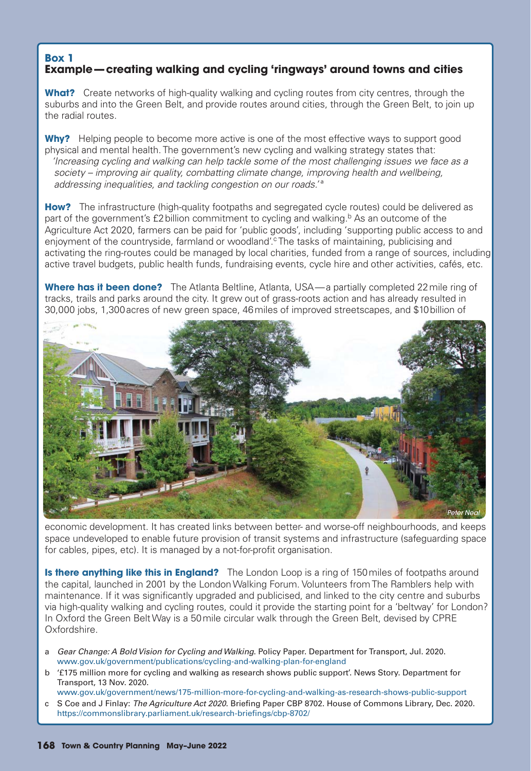## Box 1
## Example — creating walking and cycling 'ringways' around towns and cities

**What?** Create networks of high-quality walking and cycling routes from city centres, through the suburbs and into the Green Belt, and provide routes around cities, through the Green Belt, to join up the radial routes.

**Why?** Helping people to become more active is one of the most effective ways to support good physical and mental health. The government's new cycling and walking strategy states that:

> *'Increasing cycling and walking can help tackle some of the most challenging issues we face as a society – improving air quality, combatting climate change, improving health and wellbeing, addressing inequalities, and tackling congestion on our roads.'*[a]

**How?** The infrastructure (high-quality footpaths and segregated cycle routes) could be delivered as part of the government's £2 billion commitment to cycling and walking.[b] As an outcome of the Agriculture Act 2020, farmers can be paid for 'public goods', including 'supporting public access to and enjoyment of the countryside, farmland or woodland'.[c] The tasks of maintaining, publicising and activating the ring-routes could be managed by local charities, funded from a range of sources, including active travel budgets, public health funds, fundraising events, cycle hire and other activities, cafés, etc.

**Where has it been done?** The Atlanta Beltline, Atlanta, USA — a partially completed 22 mile ring of tracks, trails and parks around the city. It grew out of grass-roots action and has already resulted in 30,000 jobs, 1,300 acres of new green space, 46 miles of improved streetscapes, and $10 billion of economic development. It has created links between better- and worse-off neighbourhoods, and keeps space undeveloped to enable future provision of transit systems and infrastructure (safeguarding space for cables, pipes, etc). It is managed by a not-for-profit organisation.

Peter Neal

**Is there anything like this in England?** The London Loop is a ring of 150 miles of footpaths around the capital, launched in 2001 by the London Walking Forum. Volunteers from The Ramblers help with maintenance. If it was significantly upgraded and publicised, and linked to the city centre and suburbs via high-quality walking and cycling routes, could it provide the starting point for a 'beltway' for London? In Oxford the Green Belt Way is a 50 mile circular walk through the Green Belt, devised by CPRE Oxfordshire.

a *Gear Change: A Bold Vision for Cycling and Walking*. Policy Paper. Department for Transport, Jul. 2020. www.gov.uk/government/publications/cycling-and-walking-plan-for-england

b '£175 million more for cycling and walking as research shows public support'. News Story. Department for Transport, 13 Nov. 2020. www.gov.uk/government/news/175-million-more-for-cycling-and-walking-as-research-shows-public-support

c S Coe and J Finlay: *The Agriculture Act 2020*. Briefing Paper CBP 8702. House of Commons Library, Dec. 2020. https://commonslibrary.parliament.uk/research-briefings/cbp-8702/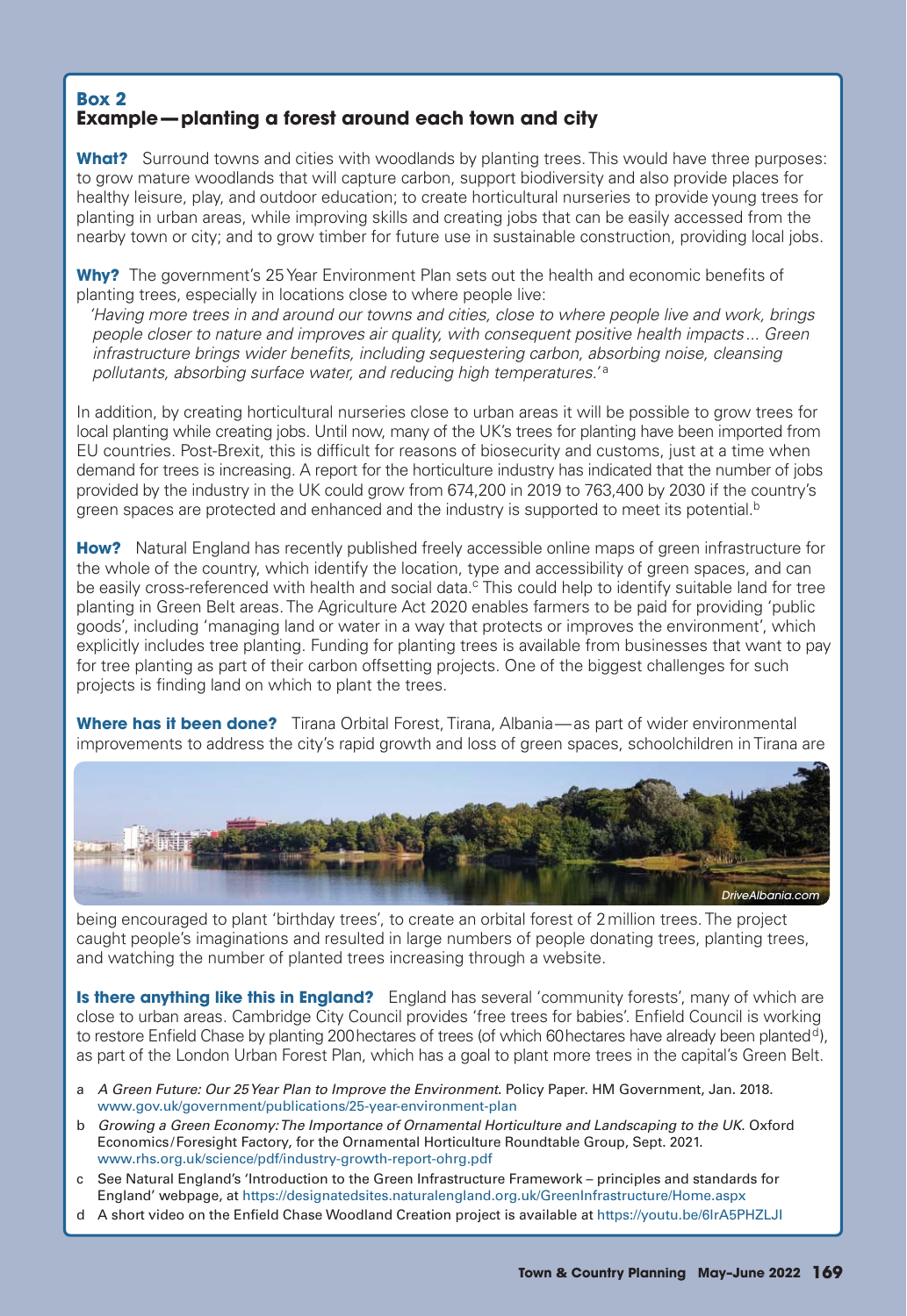## Box 2
## Example—planting a forest around each town and city

**What?** Surround towns and cities with woodlands by planting trees. This would have three purposes: to grow mature woodlands that will capture carbon, support biodiversity and also provide places for healthy leisure, play, and outdoor education; to create horticultural nurseries to provide young trees for planting in urban areas, while improving skills and creating jobs that can be easily accessed from the nearby town or city; and to grow timber for future use in sustainable construction, providing local jobs.

**Why?** The government's 25 Year Environment Plan sets out the health and economic benefits of planting trees, especially in locations close to where people live:

> *'Having more trees in and around our towns and cities, close to where people live and work, brings people closer to nature and improves air quality, with consequent positive health impacts... Green infrastructure brings wider benefits, including sequestering carbon, absorbing noise, cleansing pollutants, absorbing surface water, and reducing high temperatures.'*[a]

In addition, by creating horticultural nurseries close to urban areas it will be possible to grow trees for local planting while creating jobs. Until now, many of the UK's trees for planting have been imported from EU countries. Post-Brexit, this is difficult for reasons of biosecurity and customs, just at a time when demand for trees is increasing. A report for the horticulture industry has indicated that the number of jobs provided by the industry in the UK could grow from 674,200 in 2019 to 763,400 by 2030 if the country's green spaces are protected and enhanced and the industry is supported to meet its potential.[b]

**How?** Natural England has recently published freely accessible online maps of green infrastructure for the whole of the country, which identify the location, type and accessibility of green spaces, and can be easily cross-referenced with health and social data.[c] This could help to identify suitable land for tree planting in Green Belt areas. The Agriculture Act 2020 enables farmers to be paid for providing 'public goods', including 'managing land or water in a way that protects or improves the environment', which explicitly includes tree planting. Funding for planting trees is available from businesses that want to pay for tree planting as part of their carbon offsetting projects. One of the biggest challenges for such projects is finding land on which to plant the trees.

**Where has it been done?** Tirana Orbital Forest, Tirana, Albania—as part of wider environmental improvements to address the city's rapid growth and loss of green spaces, schoolchildren in Tirana are being encouraged to plant 'birthday trees', to create an orbital forest of 2 million trees. The project caught people's imaginations and resulted in large numbers of people donating trees, planting trees, and watching the number of planted trees increasing through a website.

DriveAlbania.com

**Is there anything like this in England?** England has several 'community forests', many of which are close to urban areas. Cambridge City Council provides 'free trees for babies'. Enfield Council is working to restore Enfield Chase by planting 200 hectares of trees (of which 60 hectares have already been planted[d]), as part of the London Urban Forest Plan, which has a goal to plant more trees in the capital's Green Belt.

a *A Green Future: Our 25 Year Plan to Improve the Environment*. Policy Paper. HM Government, Jan. 2018. www.gov.uk/government/publications/25-year-environment-plan

b *Growing a Green Economy: The Importance of Ornamental Horticulture and Landscaping to the UK*. Oxford Economics/Foresight Factory, for the Ornamental Horticulture Roundtable Group, Sept. 2021. www.rhs.org.uk/science/pdf/industry-growth-report-ohrg.pdf

c See Natural England's 'Introduction to the Green Infrastructure Framework – principles and standards for England' webpage, at https://designatedsites.naturalengland.org.uk/GreenInfrastructure/Home.aspx

d A short video on the Enfield Chase Woodland Creation project is available at https://youtu.be/6lrA5PHZLJI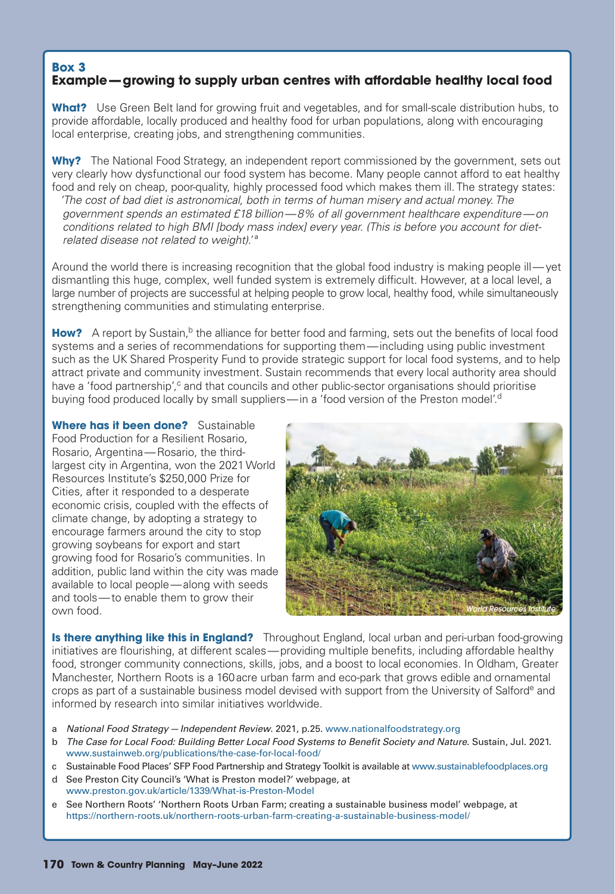## Box 3
### Example — growing to supply urban centres with affordable healthy local food

**What?** Use Green Belt land for growing fruit and vegetables, and for small-scale distribution hubs, to provide affordable, locally produced and healthy food for urban populations, along with encouraging local enterprise, creating jobs, and strengthening communities.

**Why?** The National Food Strategy, an independent report commissioned by the government, sets out very clearly how dysfunctional our food system has become. Many people cannot afford to eat healthy food and rely on cheap, poor-quality, highly processed food which makes them ill. The strategy states:

> *'The cost of bad diet is astronomical, both in terms of human misery and actual money. The government spends an estimated £18 billion — 8% of all government healthcare expenditure — on conditions related to high BMI [body mass index] every year. (This is before you account for diet-related disease not related to weight).'*[a]

Around the world there is increasing recognition that the global food industry is making people ill — yet dismantling this huge, complex, well funded system is extremely difficult. However, at a local level, a large number of projects are successful at helping people to grow local, healthy food, while simultaneously strengthening communities and stimulating enterprise.

**How?** A report by Sustain,[b] the alliance for better food and farming, sets out the benefits of local food systems and a series of recommendations for supporting them — including using public investment such as the UK Shared Prosperity Fund to provide strategic support for local food systems, and to help attract private and community investment. Sustain recommends that every local authority area should have a 'food partnership',[c] and that councils and other public-sector organisations should prioritise buying food produced locally by small suppliers — in a 'food version of the Preston model'.[d]

**Where has it been done?** Sustainable Food Production for a Resilient Rosario, Rosario, Argentina — Rosario, the third-largest city in Argentina, won the 2021 World Resources Institute's $250,000 Prize for Cities, after it responded to a desperate economic crisis, coupled with the effects of climate change, by adopting a strategy to encourage farmers around the city to stop growing soybeans for export and start growing food for Rosario's communities. In addition, public land within the city was made available to local people — along with seeds and tools — to enable them to grow their own food.

*World Resources Institute*

**Is there anything like this in England?** Throughout England, local urban and peri-urban food-growing initiatives are flourishing, at different scales — providing multiple benefits, including affordable healthy food, stronger community connections, skills, jobs, and a boost to local economies. In Oldham, Greater Manchester, Northern Roots is a 160 acre urban farm and eco-park that grows edible and ornamental crops as part of a sustainable business model devised with support from the University of Salford[e] and informed by research into similar initiatives worldwide.

a *National Food Strategy — Independent Review*. 2021, p.25. www.nationalfoodstrategy.org

b *The Case for Local Food: Building Better Local Food Systems to Benefit Society and Nature*. Sustain, Jul. 2021. www.sustainweb.org/publications/the-case-for-local-food/

c Sustainable Food Places' SFP Food Partnership and Strategy Toolkit is available at www.sustainablefoodplaces.org

d See Preston City Council's 'What is Preston model?' webpage, at www.preston.gov.uk/article/1339/What-is-Preston-Model

e See Northern Roots' 'Northern Roots Urban Farm; creating a sustainable business model' webpage, at https://northern-roots.uk/northern-roots-urban-farm-creating-a-sustainable-business-model/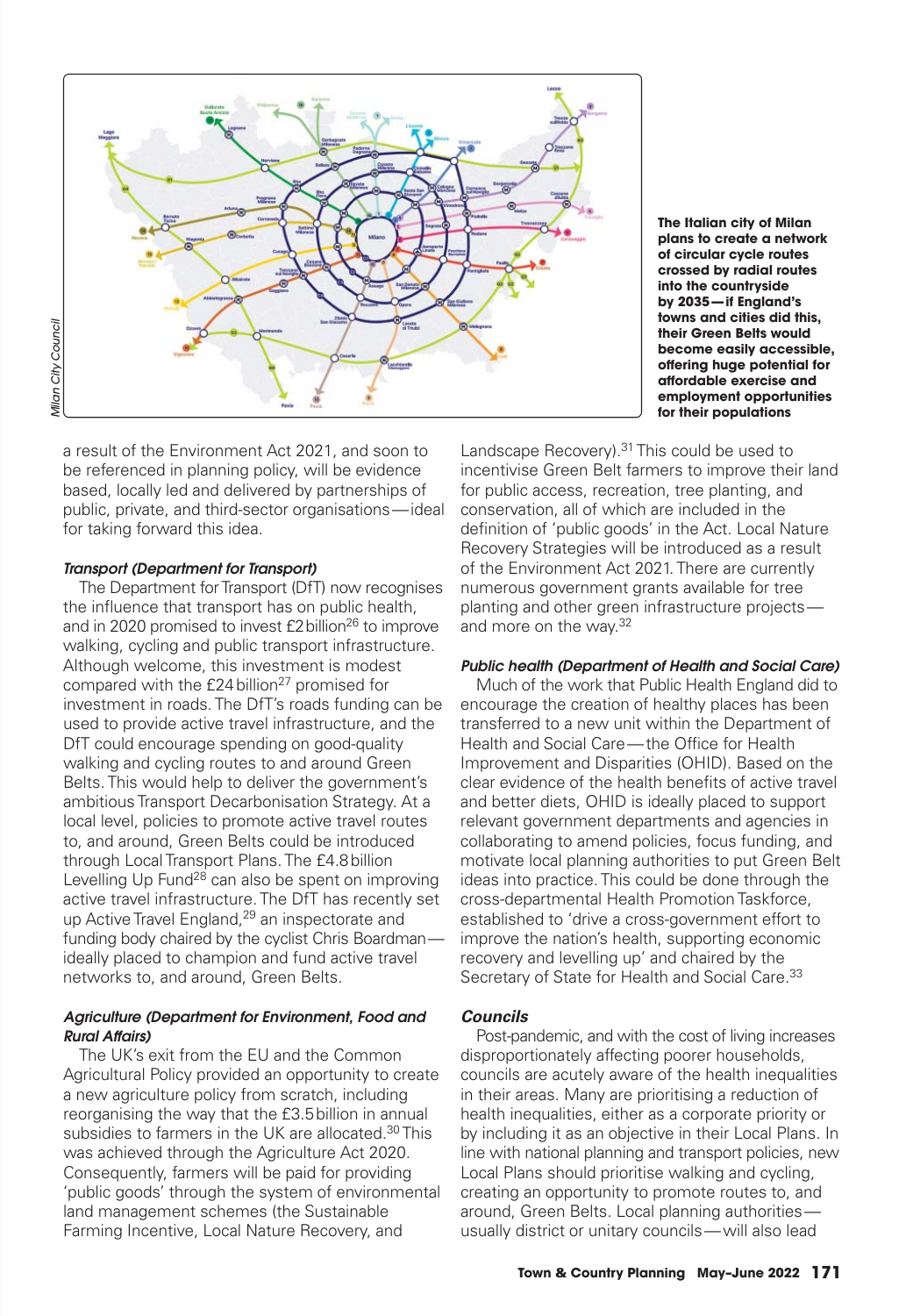The Italian city of Milan plans to create a network of circular cycle routes crossed by radial routes into the countryside by 2035—if England's towns and cities did this, their Green Belts would become easily accessible, offering huge potential for affordable exercise and employment opportunities for their populations

a result of the Environment Act 2021, and soon to be referenced in planning policy, will be evidence based, locally led and delivered by partnerships of public, private, and third-sector organisations—ideal for taking forward this idea.

***Transport (Department for Transport)***

The Department for Transport (DfT) now recognises the influence that transport has on public health, and in 2020 promised to invest £2 billion[26] to improve walking, cycling and public transport infrastructure. Although welcome, this investment is modest compared with the £24 billion[27] promised for investment in roads. The DfT's roads funding can be used to provide active travel infrastructure, and the DfT could encourage spending on good-quality walking and cycling routes to and around Green Belts. This would help to deliver the government's ambitious Transport Decarbonisation Strategy. At a local level, policies to promote active travel routes to, and around, Green Belts could be introduced through Local Transport Plans. The £4.8 billion Levelling Up Fund[28] can also be spent on improving active travel infrastructure. The DfT has recently set up Active Travel England,[29] an inspectorate and funding body chaired by the cyclist Chris Boardman—ideally placed to champion and fund active travel networks to, and around, Green Belts.

***Agriculture (Department for Environment, Food and Rural Affairs)***

The UK's exit from the EU and the Common Agricultural Policy provided an opportunity to create a new agriculture policy from scratch, including reorganising the way that the £3.5 billion in annual subsidies to farmers in the UK are allocated.[30] This was achieved through the Agriculture Act 2020. Consequently, farmers will be paid for providing 'public goods' through the system of environmental land management schemes (the Sustainable Farming Incentive, Local Nature Recovery, and Landscape Recovery).[31] This could be used to incentivise Green Belt farmers to improve their land for public access, recreation, tree planting, and conservation, all of which are included in the definition of 'public goods' in the Act. Local Nature Recovery Strategies will be introduced as a result of the Environment Act 2021. There are currently numerous government grants available for tree planting and other green infrastructure projects—and more on the way.[32]

***Public health (Department of Health and Social Care)***

Much of the work that Public Health England did to encourage the creation of healthy places has been transferred to a new unit within the Department of Health and Social Care—the Office for Health Improvement and Disparities (OHID). Based on the clear evidence of the health benefits of active travel and better diets, OHID is ideally placed to support relevant government departments and agencies in collaborating to amend policies, focus funding, and motivate local planning authorities to put Green Belt ideas into practice. This could be done through the cross-departmental Health Promotion Taskforce, established to 'drive a cross-government effort to improve the nation's health, supporting economic recovery and levelling up' and chaired by the Secretary of State for Health and Social Care.[33]

***Councils***

Post-pandemic, and with the cost of living increases disproportionately affecting poorer households, councils are acutely aware of the health inequalities in their areas. Many are prioritising a reduction of health inequalities, either as a corporate priority or by including it as an objective in their Local Plans. In line with national planning and transport policies, new Local Plans should prioritise walking and cycling, creating an opportunity to promote routes to, and around, Green Belts. Local planning authorities—usually district or unitary councils—will also lead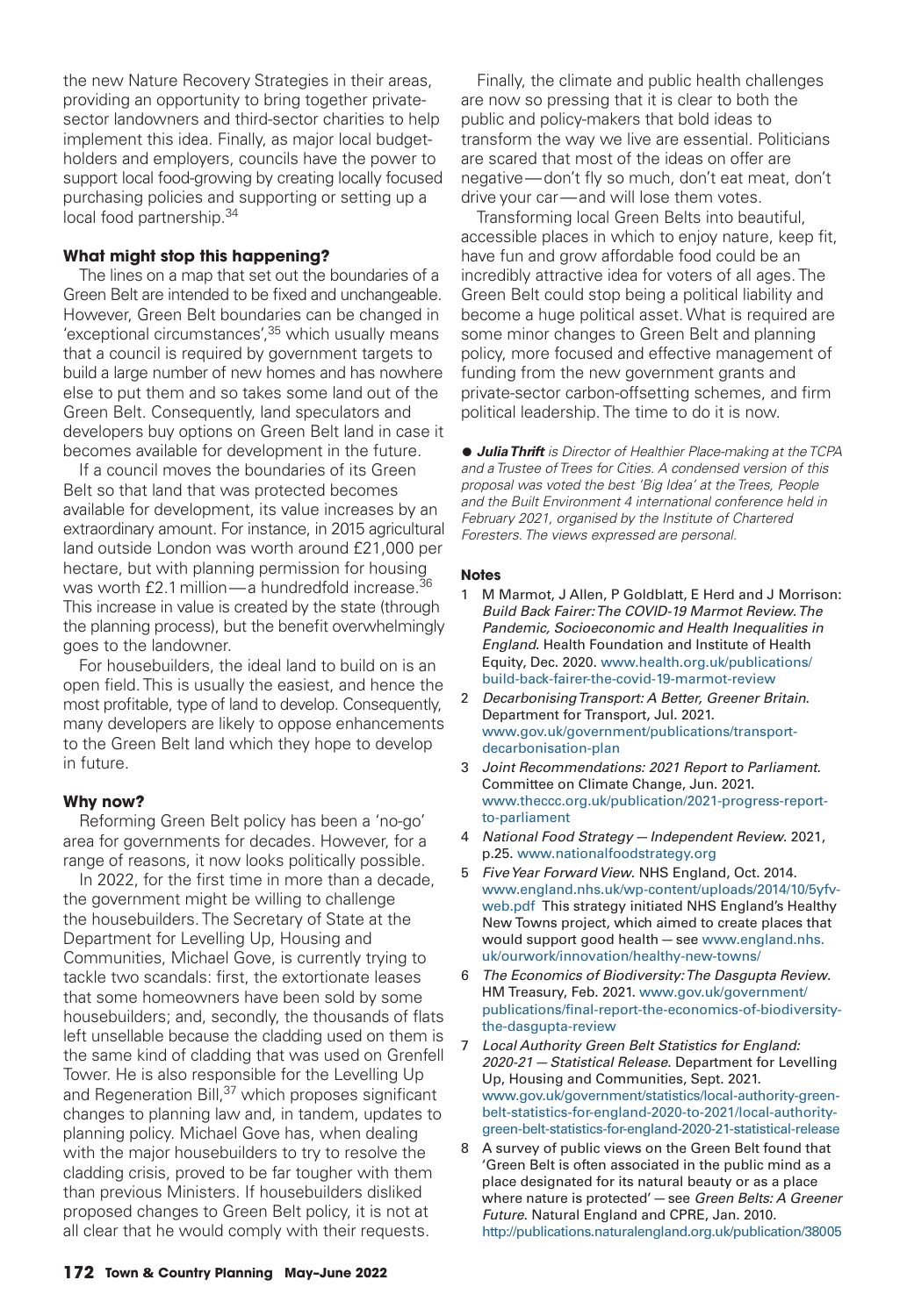the new Nature Recovery Strategies in their areas, providing an opportunity to bring together private-sector landowners and third-sector charities to help implement this idea. Finally, as major local budget-holders and employers, councils have the power to support local food-growing by creating locally focused purchasing policies and supporting or setting up a local food partnership.[34]

### What might stop this happening?

The lines on a map that set out the boundaries of a Green Belt are intended to be fixed and unchangeable. However, Green Belt boundaries can be changed in 'exceptional circumstances',[35] which usually means that a council is required by government targets to build a large number of new homes and has nowhere else to put them and so takes some land out of the Green Belt. Consequently, land speculators and developers buy options on Green Belt land in case it becomes available for development in the future.

If a council moves the boundaries of its Green Belt so that land that was protected becomes available for development, its value increases by an extraordinary amount. For instance, in 2015 agricultural land outside London was worth around £21,000 per hectare, but with planning permission for housing was worth £2.1 million — a hundredfold increase.[36] This increase in value is created by the state (through the planning process), but the benefit overwhelmingly goes to the landowner.

For housebuilders, the ideal land to build on is an open field. This is usually the easiest, and hence the most profitable, type of land to develop. Consequently, many developers are likely to oppose enhancements to the Green Belt land which they hope to develop in future.

### Why now?

Reforming Green Belt policy has been a 'no-go' area for governments for decades. However, for a range of reasons, it now looks politically possible.

In 2022, for the first time in more than a decade, the government might be willing to challenge the housebuilders. The Secretary of State at the Department for Levelling Up, Housing and Communities, Michael Gove, is currently trying to tackle two scandals: first, the extortionate leases that some homeowners have been sold by some housebuilders; and, secondly, the thousands of flats left unsellable because the cladding used on them is the same kind of cladding that was used on Grenfell Tower. He is also responsible for the Levelling Up and Regeneration Bill,[37] which proposes significant changes to planning law and, in tandem, updates to planning policy. Michael Gove has, when dealing with the major housebuilders to try to resolve the cladding crisis, proved to be far tougher with them than previous Ministers. If housebuilders disliked proposed changes to Green Belt policy, it is not at all clear that he would comply with their requests.

Finally, the climate and public health challenges are now so pressing that it is clear to both the public and policy-makers that bold ideas to transform the way we live are essential. Politicians are scared that most of the ideas on offer are negative — don't fly so much, don't eat meat, don't drive your car — and will lose them votes.

Transforming local Green Belts into beautiful, accessible places in which to enjoy nature, keep fit, have fun and grow affordable food could be an incredibly attractive idea for voters of all ages. The Green Belt could stop being a political liability and become a huge political asset. What is required are some minor changes to Green Belt and planning policy, more focused and effective management of funding from the new government grants and private-sector carbon-offsetting schemes, and firm political leadership. The time to do it is now.

● ***Julia Thrift*** *is Director of Healthier Place-making at the TCPA and a Trustee of Trees for Cities. A condensed version of this proposal was voted the best 'Big Idea' at the Trees, People and the Built Environment 4 international conference held in February 2021, organised by the Institute of Chartered Foresters. The views expressed are personal.*

### Notes

1. M Marmot, J Allen, P Goldblatt, E Herd and J Morrison: *Build Back Fairer: The COVID-19 Marmot Review. The Pandemic, Socioeconomic and Health Inequalities in England*. Health Foundation and Institute of Health Equity, Dec. 2020. www.health.org.uk/publications/build-back-fairer-the-covid-19-marmot-review
2. *Decarbonising Transport: A Better, Greener Britain*. Department for Transport, Jul. 2021. www.gov.uk/government/publications/transport-decarbonisation-plan
3. *Joint Recommendations: 2021 Report to Parliament*. Committee on Climate Change, Jun. 2021. www.theccc.org.uk/publication/2021-progress-report-to-parliament
4. *National Food Strategy — Independent Review*. 2021, p.25. www.nationalfoodstrategy.org
5. *Five Year Forward View*. NHS England, Oct. 2014. www.england.nhs.uk/wp-content/uploads/2014/10/5yfv-web.pdf This strategy initiated NHS England's Healthy New Towns project, which aimed to create places that would support good health — see www.england.nhs.uk/ourwork/innovation/healthy-new-towns/
6. *The Economics of Biodiversity: The Dasgupta Review*. HM Treasury, Feb. 2021. www.gov.uk/government/publications/final-report-the-economics-of-biodiversity-the-dasgupta-review
7. *Local Authority Green Belt Statistics for England: 2020-21 — Statistical Release*. Department for Levelling Up, Housing and Communities, Sept. 2021. www.gov.uk/government/statistics/local-authority-green-belt-statistics-for-england-2020-to-2021/local-authority-green-belt-statistics-for-england-2020-21-statistical-release
8. A survey of public views on the Green Belt found that 'Green Belt is often associated in the public mind as a place designated for its natural beauty or as a place where nature is protected' — see *Green Belts: A Greener Future*. Natural England and CPRE, Jan. 2010. http://publications.naturalengland.org.uk/publication/38005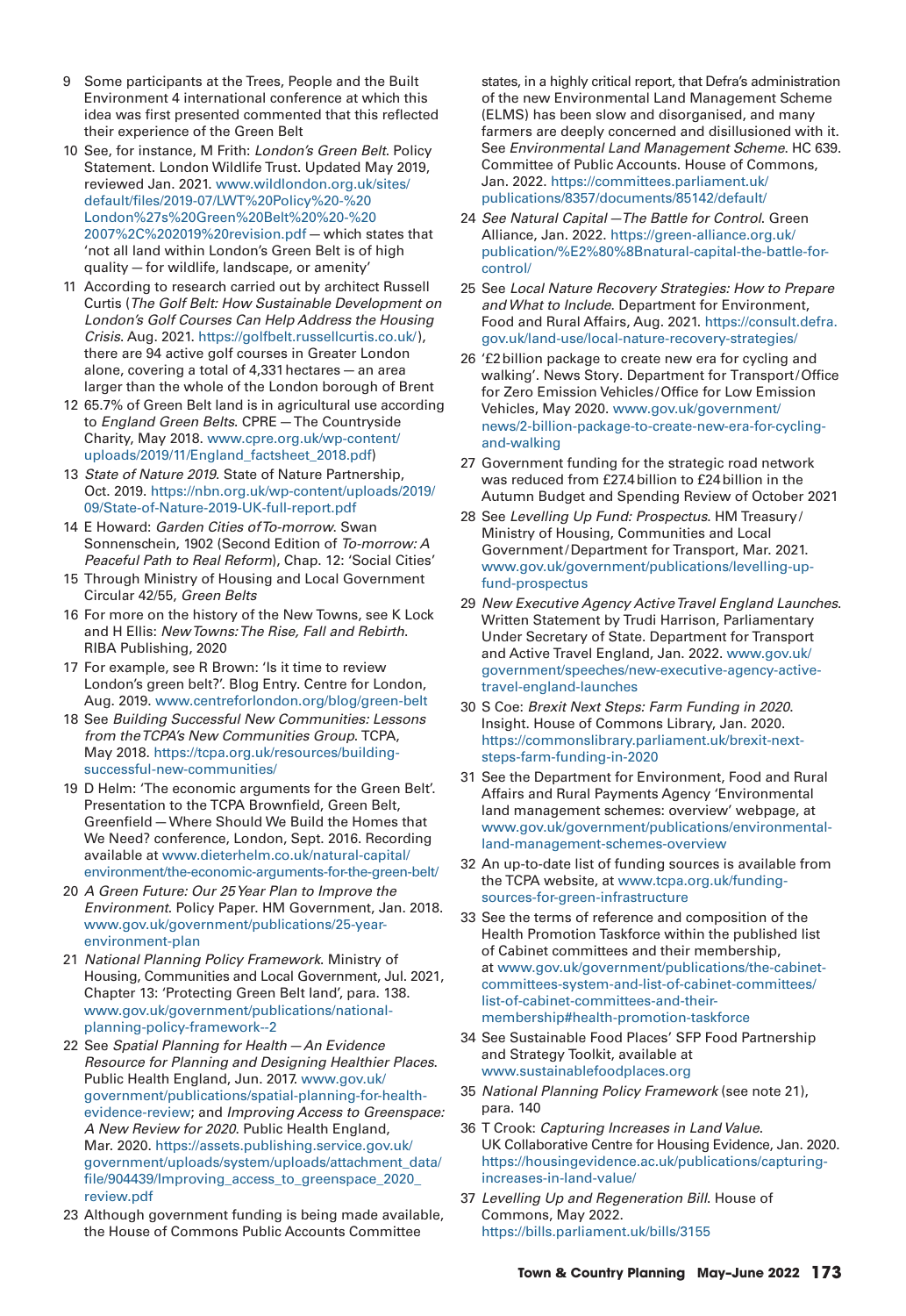9 Some participants at the Trees, People and the Built Environment 4 international conference at which this idea was first presented commented that this reflected their experience of the Green Belt

10 See, for instance, M Frith: *London's Green Belt*. Policy Statement. London Wildlife Trust. Updated May 2019, reviewed Jan. 2021. www.wildlondon.org.uk/sites/default/files/2019-07/LWT%20Policy%20-%20London%27s%20Green%20Belt%20%20-%202007%2C%202019%20revision.pdf — which states that 'not all land within London's Green Belt is of high quality — for wildlife, landscape, or amenity'

11 According to research carried out by architect Russell Curtis (*The Golf Belt: How Sustainable Development on London's Golf Courses Can Help Address the Housing Crisis*. Aug. 2021. https://golfbelt.russellcurtis.co.uk/), there are 94 active golf courses in Greater London alone, covering a total of 4,331 hectares — an area larger than the whole of the London borough of Brent

12 65.7% of Green Belt land is in agricultural use according to *England Green Belts*. CPRE — The Countryside Charity, May 2018. www.cpre.org.uk/wp-content/uploads/2019/11/England_factsheet_2018.pdf)

13 *State of Nature 2019*. State of Nature Partnership, Oct. 2019. https://nbn.org.uk/wp-content/uploads/2019/09/State-of-Nature-2019-UK-full-report.pdf

14 E Howard: *Garden Cities of To-morrow*. Swan Sonnenschein, 1902 (Second Edition of *To-morrow: A Peaceful Path to Real Reform*), Chap. 12: 'Social Cities'

15 Through Ministry of Housing and Local Government Circular 42/55, *Green Belts*

16 For more on the history of the New Towns, see K Lock and H Ellis: *New Towns: The Rise, Fall and Rebirth*. RIBA Publishing, 2020

17 For example, see R Brown: 'Is it time to review London's green belt?'. Blog Entry. Centre for London, Aug. 2019. www.centreforlondon.org/blog/green-belt

18 See *Building Successful New Communities: Lessons from the TCPA's New Communities Group*. TCPA, May 2018. https://tcpa.org.uk/resources/building-successful-new-communities/

19 D Helm: 'The economic arguments for the Green Belt'. Presentation to the TCPA Brownfield, Green Belt, Greenfield — Where Should We Build the Homes that We Need? conference, London, Sept. 2016. Recording available at www.dieterhelm.co.uk/natural-capital/environment/the-economic-arguments-for-the-green-belt/

20 *A Green Future: Our 25 Year Plan to Improve the Environment*. Policy Paper. HM Government, Jan. 2018. www.gov.uk/government/publications/25-year-environment-plan

21 *National Planning Policy Framework*. Ministry of Housing, Communities and Local Government, Jul. 2021, Chapter 13: 'Protecting Green Belt land', para. 138. www.gov.uk/government/publications/national-planning-policy-framework--2

22 See *Spatial Planning for Health — An Evidence Resource for Planning and Designing Healthier Places*. Public Health England, Jun. 2017. www.gov.uk/government/publications/spatial-planning-for-health-evidence-review; and *Improving Access to Greenspace: A New Review for 2020*. Public Health England, Mar. 2020. https://assets.publishing.service.gov.uk/government/uploads/system/uploads/attachment_data/file/904439/Improving_access_to_greenspace_2020_review.pdf

23 Although government funding is being made available, the House of Commons Public Accounts Committee states, in a highly critical report, that Defra's administration of the new Environmental Land Management Scheme (ELMS) has been slow and disorganised, and many farmers are deeply concerned and disillusioned with it. See *Environmental Land Management Scheme*. HC 639. Committee of Public Accounts. House of Commons, Jan. 2022. https://committees.parliament.uk/publications/8357/documents/85142/default/

24 *See Natural Capital — The Battle for Control*. Green Alliance, Jan. 2022. https://green-alliance.org.uk/publication/%E2%80%8Bnatural-capital-the-battle-for-control/

25 See *Local Nature Recovery Strategies: How to Prepare and What to Include*. Department for Environment, Food and Rural Affairs, Aug. 2021. https://consult.defra.gov.uk/land-use/local-nature-recovery-strategies/

26 '£2 billion package to create new era for cycling and walking'. News Story. Department for Transport/Office for Zero Emission Vehicles/Office for Low Emission Vehicles, May 2020. www.gov.uk/government/news/2-billion-package-to-create-new-era-for-cycling-and-walking

27 Government funding for the strategic road network was reduced from £27.4 billion to £24 billion in the Autumn Budget and Spending Review of October 2021

28 See *Levelling Up Fund: Prospectus*. HM Treasury/Ministry of Housing, Communities and Local Government/Department for Transport, Mar. 2021. www.gov.uk/government/publications/levelling-up-fund-prospectus

29 *New Executive Agency Active Travel England Launches*. Written Statement by Trudi Harrison, Parliamentary Under Secretary of State. Department for Transport and Active Travel England, Jan. 2022. www.gov.uk/government/speeches/new-executive-agency-active-travel-england-launches

30 S Coe: *Brexit Next Steps: Farm Funding in 2020*. Insight. House of Commons Library, Jan. 2020. https://commonslibrary.parliament.uk/brexit-next-steps-farm-funding-in-2020

31 See the Department for Environment, Food and Rural Affairs and Rural Payments Agency 'Environmental land management schemes: overview' webpage, at www.gov.uk/government/publications/environmental-land-management-schemes-overview

32 An up-to-date list of funding sources is available from the TCPA website, at www.tcpa.org.uk/funding-sources-for-green-infrastructure

33 See the terms of reference and composition of the Health Promotion Taskforce within the published list of Cabinet committees and their membership, at www.gov.uk/government/publications/the-cabinet-committees-system-and-list-of-cabinet-committees/list-of-cabinet-committees-and-their-membership#health-promotion-taskforce

34 See Sustainable Food Places' SFP Food Partnership and Strategy Toolkit, available at www.sustainablefoodplaces.org

35 *National Planning Policy Framework* (see note 21), para. 140

36 T Crook: *Capturing Increases in Land Value*. UK Collaborative Centre for Housing Evidence, Jan. 2020. https://housingevidence.ac.uk/publications/capturing-increases-in-land-value/

37 *Levelling Up and Regeneration Bill*. House of Commons, May 2022. https://bills.parliament.uk/bills/3155